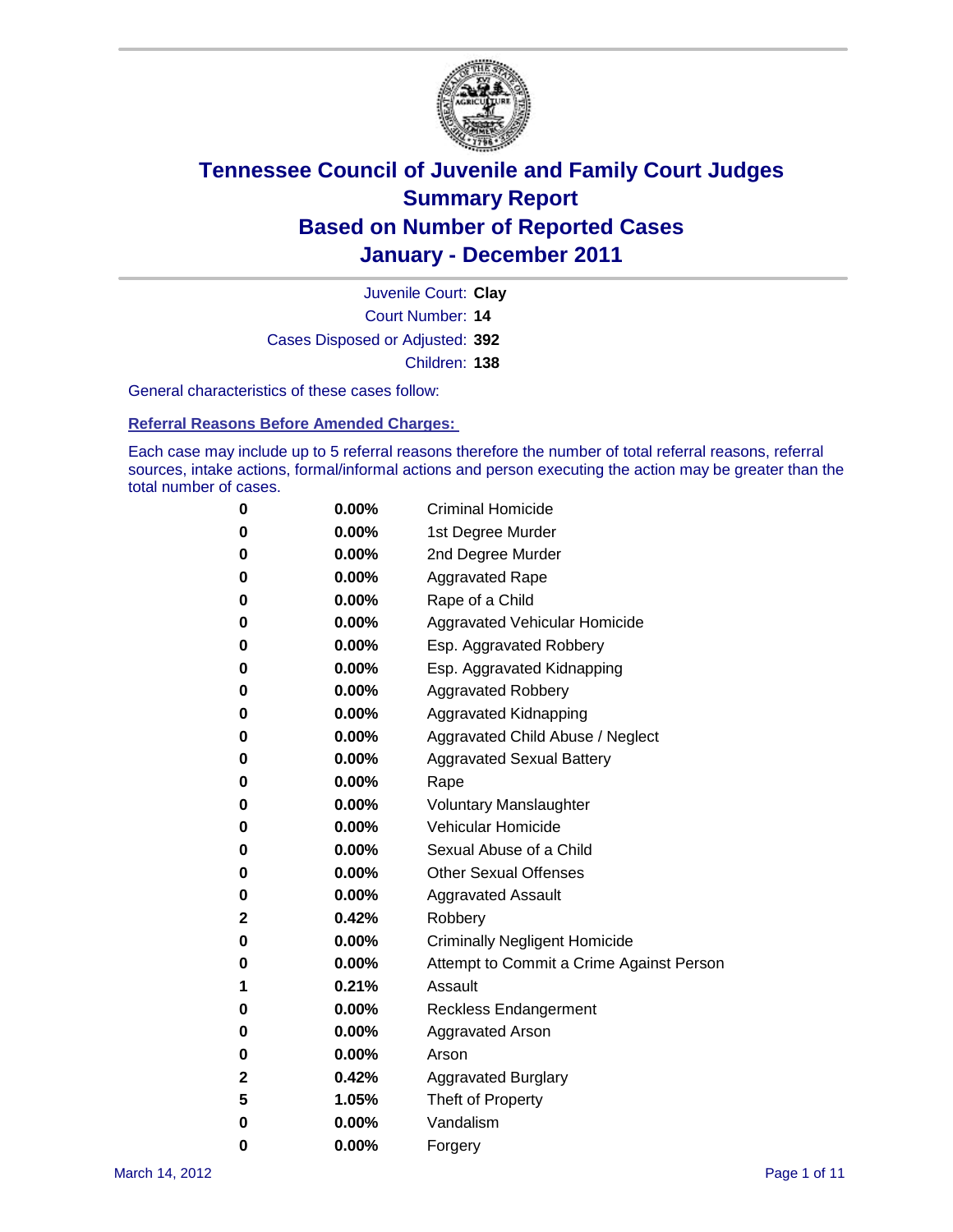# Tennessee Council of Juvenile and Family Court Judges
## Summary Report
## Based on Number of Reported Cases
## January - December 2011

Juvenile Court: **Clay**
Court Number: **14**
Cases Disposed or Adjusted: **392**
Children: **138**

General characteristics of these cases follow:

### Referral Reasons Before Amended Charges:

Each case may include up to 5 referral reasons therefore the number of total referral reasons, referral sources, intake actions, formal/informal actions and person executing the action may be greater than the total number of cases.

| Count | Percent | Referral Reason |
|---|---|---|
| 0 | 0.00% | Criminal Homicide |
| 0 | 0.00% | 1st Degree Murder |
| 0 | 0.00% | 2nd Degree Murder |
| 0 | 0.00% | Aggravated Rape |
| 0 | 0.00% | Rape of a Child |
| 0 | 0.00% | Aggravated Vehicular Homicide |
| 0 | 0.00% | Esp. Aggravated Robbery |
| 0 | 0.00% | Esp. Aggravated Kidnapping |
| 0 | 0.00% | Aggravated Robbery |
| 0 | 0.00% | Aggravated Kidnapping |
| 0 | 0.00% | Aggravated Child Abuse / Neglect |
| 0 | 0.00% | Aggravated Sexual Battery |
| 0 | 0.00% | Rape |
| 0 | 0.00% | Voluntary Manslaughter |
| 0 | 0.00% | Vehicular Homicide |
| 0 | 0.00% | Sexual Abuse of a Child |
| 0 | 0.00% | Other Sexual Offenses |
| 0 | 0.00% | Aggravated Assault |
| 2 | 0.42% | Robbery |
| 0 | 0.00% | Criminally Negligent Homicide |
| 0 | 0.00% | Attempt to Commit a Crime Against Person |
| 1 | 0.21% | Assault |
| 0 | 0.00% | Reckless Endangerment |
| 0 | 0.00% | Aggravated Arson |
| 0 | 0.00% | Arson |
| 2 | 0.42% | Aggravated Burglary |
| 5 | 1.05% | Theft of Property |
| 0 | 0.00% | Vandalism |
| 0 | 0.00% | Forgery |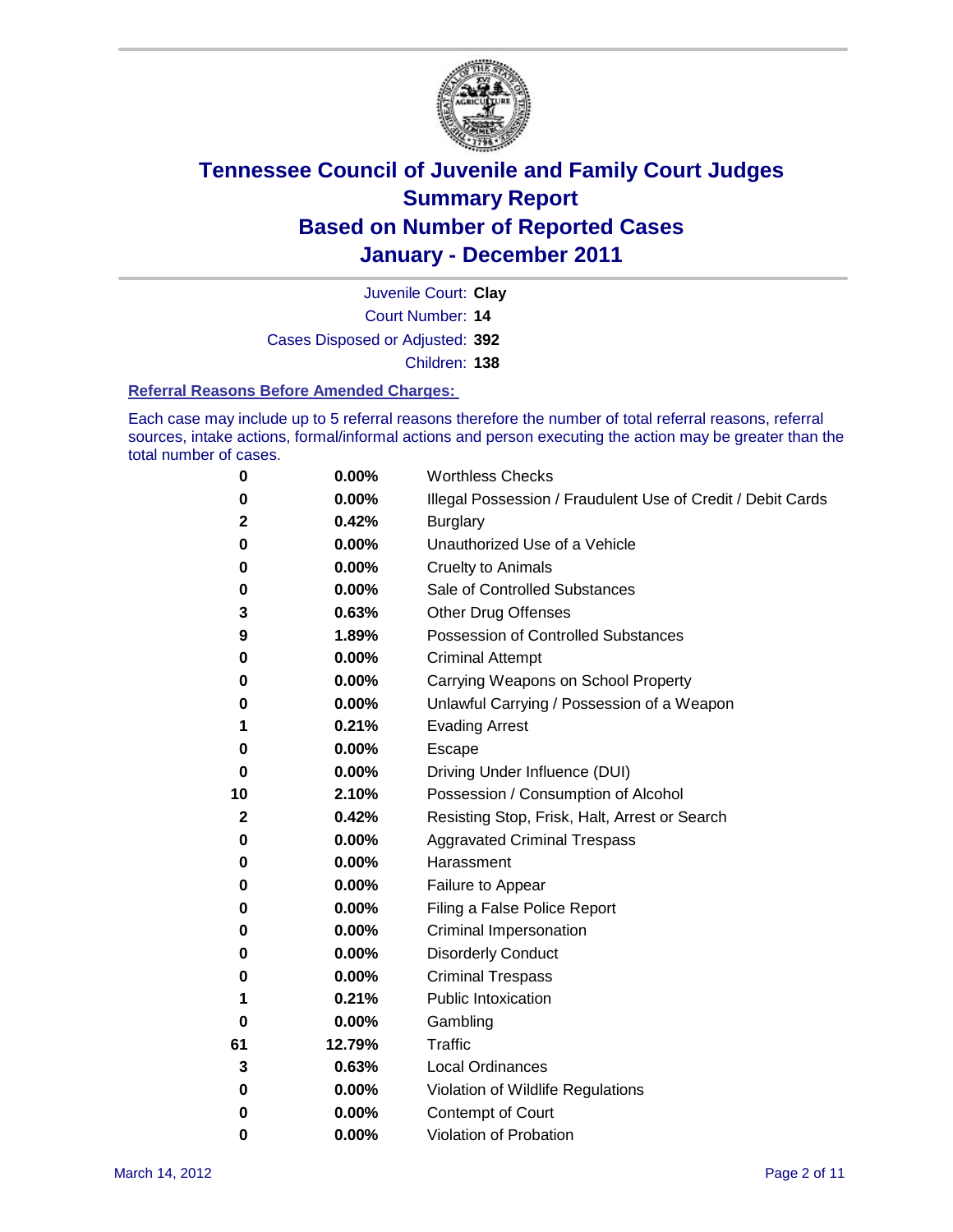# Tennessee Council of Juvenile and Family Court Judges
## Summary Report
## Based on Number of Reported Cases
## January - December 2011

Juvenile Court: **Clay**

Court Number: **14**

Cases Disposed or Adjusted: **392**

Children: **138**

### Referral Reasons Before Amended Charges:

Each case may include up to 5 referral reasons therefore the number of total referral reasons, referral sources, intake actions, formal/informal actions and person executing the action may be greater than the total number of cases.

| | | |
|---|---|---|
| 0 | 0.00% | Worthless Checks |
| 0 | 0.00% | Illegal Possession / Fraudulent Use of Credit / Debit Cards |
| 2 | 0.42% | Burglary |
| 0 | 0.00% | Unauthorized Use of a Vehicle |
| 0 | 0.00% | Cruelty to Animals |
| 0 | 0.00% | Sale of Controlled Substances |
| 3 | 0.63% | Other Drug Offenses |
| 9 | 1.89% | Possession of Controlled Substances |
| 0 | 0.00% | Criminal Attempt |
| 0 | 0.00% | Carrying Weapons on School Property |
| 0 | 0.00% | Unlawful Carrying / Possession of a Weapon |
| 1 | 0.21% | Evading Arrest |
| 0 | 0.00% | Escape |
| 0 | 0.00% | Driving Under Influence (DUI) |
| 10 | 2.10% | Possession / Consumption of Alcohol |
| 2 | 0.42% | Resisting Stop, Frisk, Halt, Arrest or Search |
| 0 | 0.00% | Aggravated Criminal Trespass |
| 0 | 0.00% | Harassment |
| 0 | 0.00% | Failure to Appear |
| 0 | 0.00% | Filing a False Police Report |
| 0 | 0.00% | Criminal Impersonation |
| 0 | 0.00% | Disorderly Conduct |
| 0 | 0.00% | Criminal Trespass |
| 1 | 0.21% | Public Intoxication |
| 0 | 0.00% | Gambling |
| 61 | 12.79% | Traffic |
| 3 | 0.63% | Local Ordinances |
| 0 | 0.00% | Violation of Wildlife Regulations |
| 0 | 0.00% | Contempt of Court |
| 0 | 0.00% | Violation of Probation |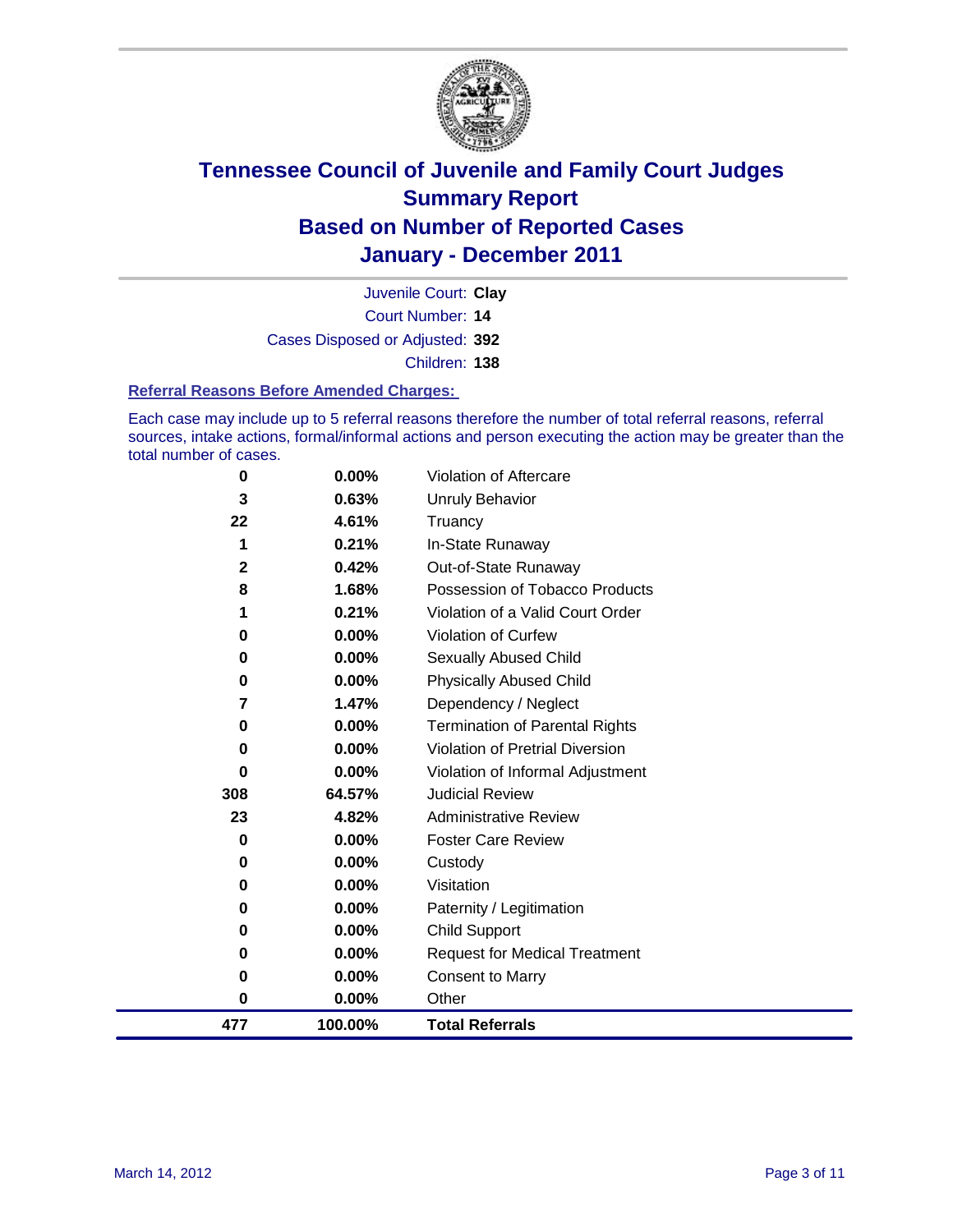# Tennessee Council of Juvenile and Family Court Judges
## Summary Report
## Based on Number of Reported Cases
## January - December 2011

Juvenile Court: **Clay**
Court Number: **14**
Cases Disposed or Adjusted: **392**
Children: **138**

### Referral Reasons Before Amended Charges:

Each case may include up to 5 referral reasons therefore the number of total referral reasons, referral sources, intake actions, formal/informal actions and person executing the action may be greater than the total number of cases.

| Count | Percent | Referral Reason |
|---|---|---|
| 0 | 0.00% | Violation of Aftercare |
| 3 | 0.63% | Unruly Behavior |
| 22 | 4.61% | Truancy |
| 1 | 0.21% | In-State Runaway |
| 2 | 0.42% | Out-of-State Runaway |
| 8 | 1.68% | Possession of Tobacco Products |
| 1 | 0.21% | Violation of a Valid Court Order |
| 0 | 0.00% | Violation of Curfew |
| 0 | 0.00% | Sexually Abused Child |
| 0 | 0.00% | Physically Abused Child |
| 7 | 1.47% | Dependency / Neglect |
| 0 | 0.00% | Termination of Parental Rights |
| 0 | 0.00% | Violation of Pretrial Diversion |
| 0 | 0.00% | Violation of Informal Adjustment |
| 308 | 64.57% | Judicial Review |
| 23 | 4.82% | Administrative Review |
| 0 | 0.00% | Foster Care Review |
| 0 | 0.00% | Custody |
| 0 | 0.00% | Visitation |
| 0 | 0.00% | Paternity / Legitimation |
| 0 | 0.00% | Child Support |
| 0 | 0.00% | Request for Medical Treatment |
| 0 | 0.00% | Consent to Marry |
| 0 | 0.00% | Other |
| **477** | **100.00%** | **Total Referrals** |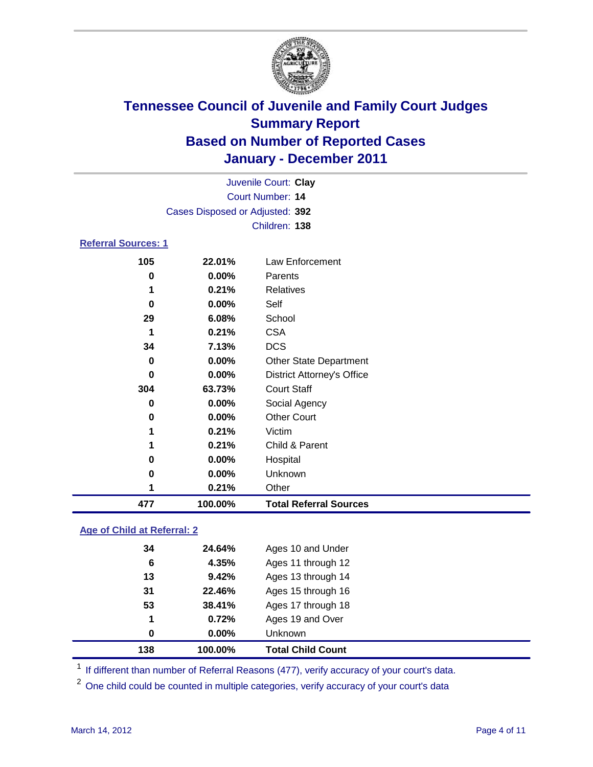# Tennessee Council of Juvenile and Family Court Judges
## Summary Report
## Based on Number of Reported Cases
## January - December 2011

Juvenile Court: **Clay**
Court Number: **14**
Cases Disposed or Adjusted: **392**
Children: **138**

### Referral Sources: 1

| | | |
|---|---|---|
| 105 | 22.01% | Law Enforcement |
| 0 | 0.00% | Parents |
| 1 | 0.21% | Relatives |
| 0 | 0.00% | Self |
| 29 | 6.08% | School |
| 1 | 0.21% | CSA |
| 34 | 7.13% | DCS |
| 0 | 0.00% | Other State Department |
| 0 | 0.00% | District Attorney's Office |
| 304 | 63.73% | Court Staff |
| 0 | 0.00% | Social Agency |
| 0 | 0.00% | Other Court |
| 1 | 0.21% | Victim |
| 1 | 0.21% | Child & Parent |
| 0 | 0.00% | Hospital |
| 0 | 0.00% | Unknown |
| 1 | 0.21% | Other |
| **477** | **100.00%** | **Total Referral Sources** |

### Age of Child at Referral: 2

| | | |
|---|---|---|
| 34 | 24.64% | Ages 10 and Under |
| 6 | 4.35% | Ages 11 through 12 |
| 13 | 9.42% | Ages 13 through 14 |
| 31 | 22.46% | Ages 15 through 16 |
| 53 | 38.41% | Ages 17 through 18 |
| 1 | 0.72% | Ages 19 and Over |
| 0 | 0.00% | Unknown |
| **138** | **100.00%** | **Total Child Count** |

[1] If different than number of Referral Reasons (477), verify accuracy of your court's data.

[2] One child could be counted in multiple categories, verify accuracy of your court's data

March 14, 2012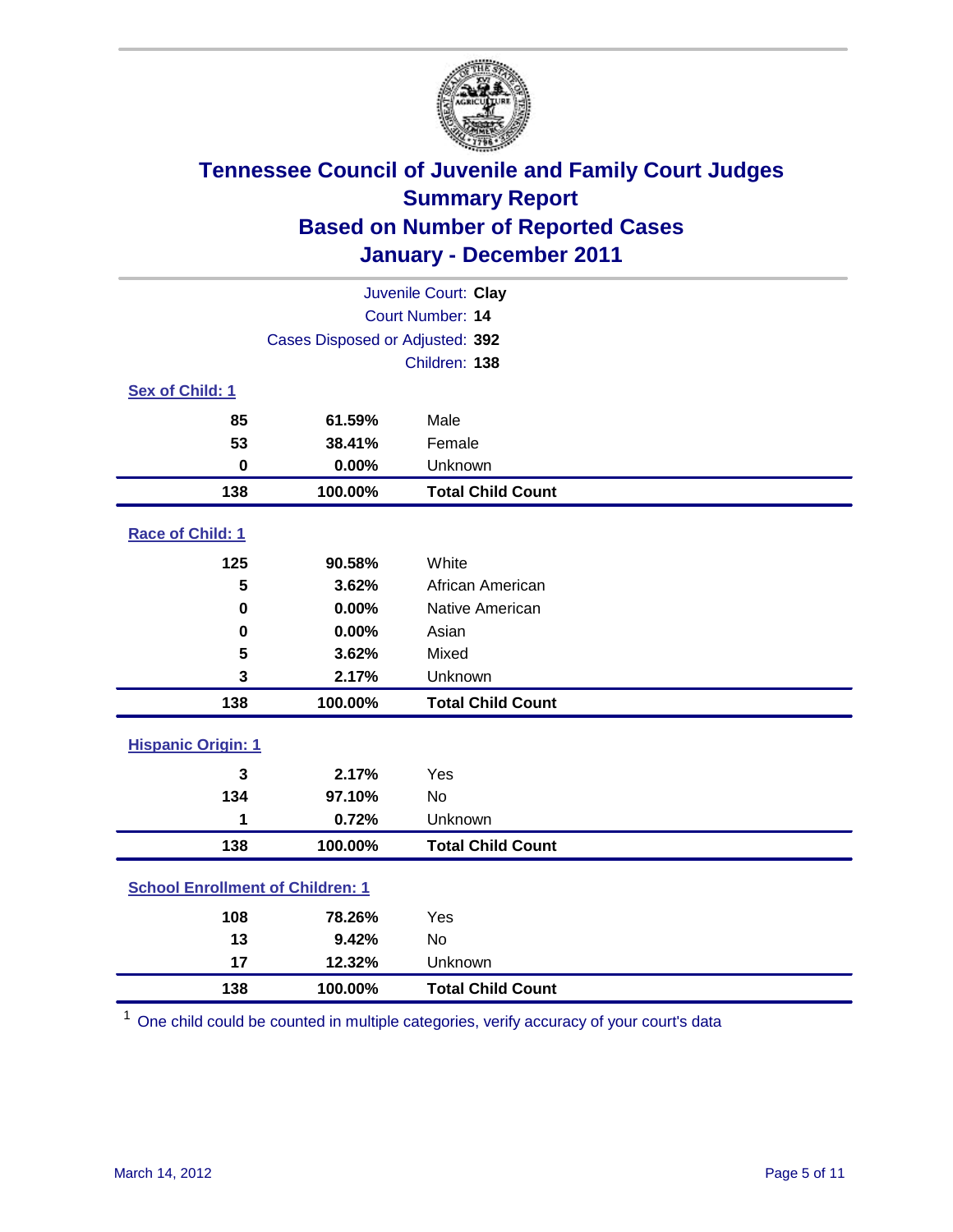# Tennessee Council of Juvenile and Family Court Judges
## Summary Report
## Based on Number of Reported Cases
## January - December 2011

Juvenile Court: **Clay**
Court Number: **14**
Cases Disposed or Adjusted: **392**
Children: **138**

### Sex of Child: 1

| | | |
|---|---|---|
| 85 | 61.59% | Male |
| 53 | 38.41% | Female |
| 0 | 0.00% | Unknown |
| **138** | **100.00%** | **Total Child Count** |

### Race of Child: 1

| | | |
|---|---|---|
| 125 | 90.58% | White |
| 5 | 3.62% | African American |
| 0 | 0.00% | Native American |
| 0 | 0.00% | Asian |
| 5 | 3.62% | Mixed |
| 3 | 2.17% | Unknown |
| **138** | **100.00%** | **Total Child Count** |

### Hispanic Origin: 1

| | | |
|---|---|---|
| 3 | 2.17% | Yes |
| 134 | 97.10% | No |
| 1 | 0.72% | Unknown |
| **138** | **100.00%** | **Total Child Count** |

### School Enrollment of Children: 1

| | | |
|---|---|---|
| 108 | 78.26% | Yes |
| 13 | 9.42% | No |
| 17 | 12.32% | Unknown |
| **138** | **100.00%** | **Total Child Count** |

[1] One child could be counted in multiple categories, verify accuracy of your court's data

March 14, 2012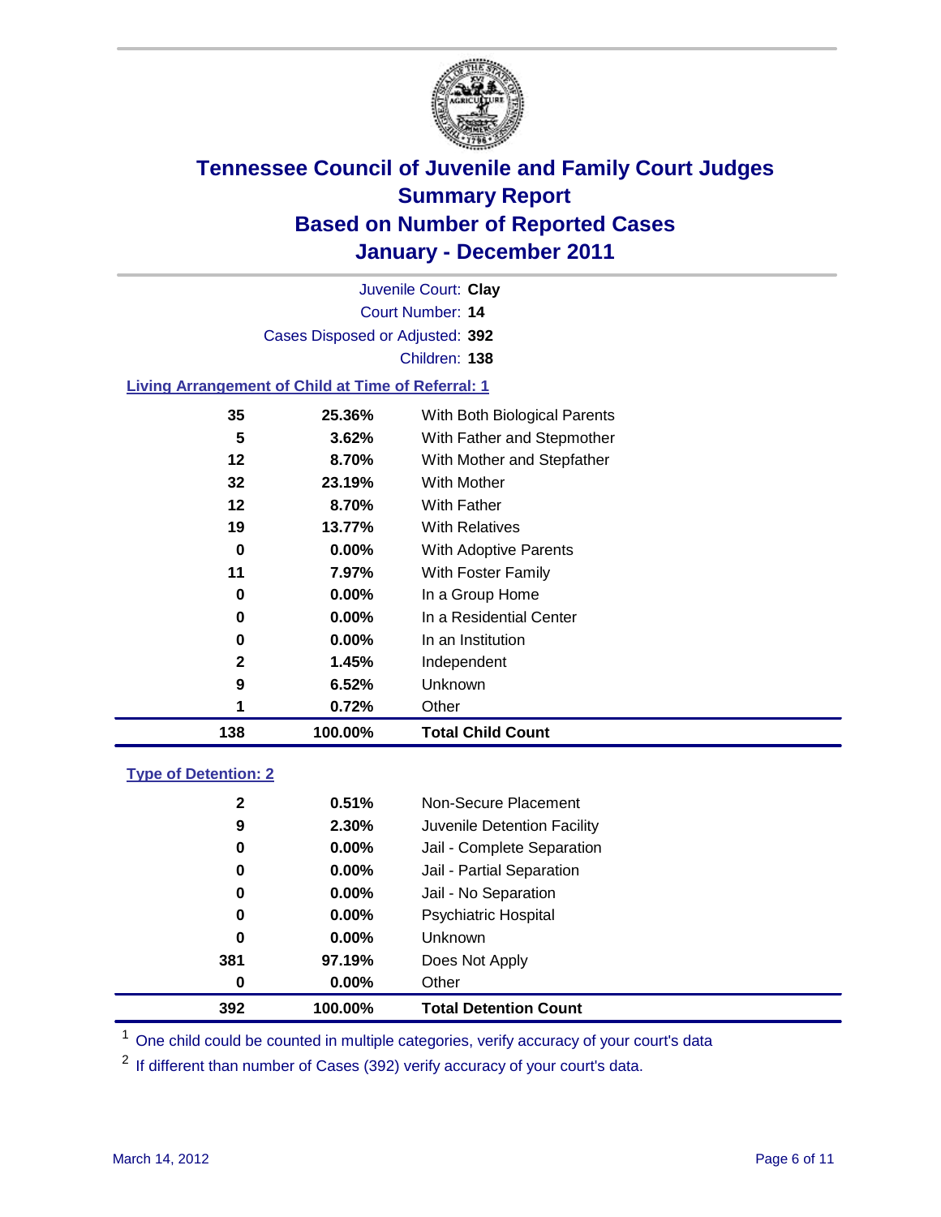# Tennessee Council of Juvenile and Family Court Judges
## Summary Report
## Based on Number of Reported Cases
## January - December 2011

Juvenile Court: **Clay**
Court Number: **14**
Cases Disposed or Adjusted: **392**
Children: **138**

### Living Arrangement of Child at Time of Referral: 1

| Count | Percent | Category |
|---|---|---|
| 35 | 25.36% | With Both Biological Parents |
| 5 | 3.62% | With Father and Stepmother |
| 12 | 8.70% | With Mother and Stepfather |
| 32 | 23.19% | With Mother |
| 12 | 8.70% | With Father |
| 19 | 13.77% | With Relatives |
| 0 | 0.00% | With Adoptive Parents |
| 11 | 7.97% | With Foster Family |
| 0 | 0.00% | In a Group Home |
| 0 | 0.00% | In a Residential Center |
| 0 | 0.00% | In an Institution |
| 2 | 1.45% | Independent |
| 9 | 6.52% | Unknown |
| 1 | 0.72% | Other |
| **138** | **100.00%** | **Total Child Count** |

### Type of Detention: 2

| Count | Percent | Category |
|---|---|---|
| 2 | 0.51% | Non-Secure Placement |
| 9 | 2.30% | Juvenile Detention Facility |
| 0 | 0.00% | Jail - Complete Separation |
| 0 | 0.00% | Jail - Partial Separation |
| 0 | 0.00% | Jail - No Separation |
| 0 | 0.00% | Psychiatric Hospital |
| 0 | 0.00% | Unknown |
| 381 | 97.19% | Does Not Apply |
| 0 | 0.00% | Other |
| **392** | **100.00%** | **Total Detention Count** |

[1] One child could be counted in multiple categories, verify accuracy of your court's data

[2] If different than number of Cases (392) verify accuracy of your court's data.

March 14, 2012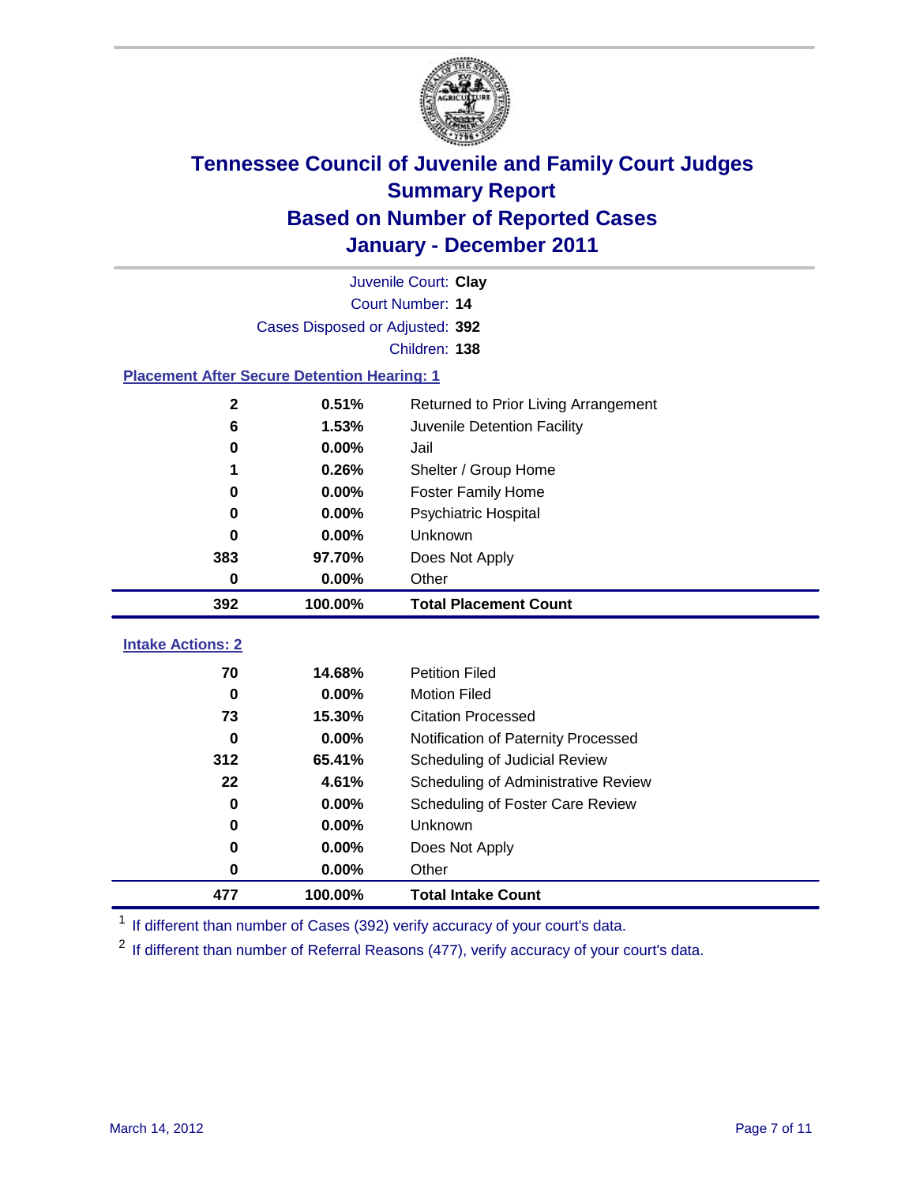# Tennessee Council of Juvenile and Family Court Judges
## Summary Report
## Based on Number of Reported Cases
## January - December 2011

Juvenile Court: **Clay**
Court Number: **14**
Cases Disposed or Adjusted: **392**
Children: **138**

### Placement After Secure Detention Hearing: 1

| | | |
|---|---|---|
| 2 | 0.51% | Returned to Prior Living Arrangement |
| 6 | 1.53% | Juvenile Detention Facility |
| 0 | 0.00% | Jail |
| 1 | 0.26% | Shelter / Group Home |
| 0 | 0.00% | Foster Family Home |
| 0 | 0.00% | Psychiatric Hospital |
| 0 | 0.00% | Unknown |
| 383 | 97.70% | Does Not Apply |
| 0 | 0.00% | Other |
| **392** | **100.00%** | **Total Placement Count** |

### Intake Actions: 2

| | | |
|---|---|---|
| 70 | 14.68% | Petition Filed |
| 0 | 0.00% | Motion Filed |
| 73 | 15.30% | Citation Processed |
| 0 | 0.00% | Notification of Paternity Processed |
| 312 | 65.41% | Scheduling of Judicial Review |
| 22 | 4.61% | Scheduling of Administrative Review |
| 0 | 0.00% | Scheduling of Foster Care Review |
| 0 | 0.00% | Unknown |
| 0 | 0.00% | Does Not Apply |
| 0 | 0.00% | Other |
| **477** | **100.00%** | **Total Intake Count** |

[1] If different than number of Cases (392) verify accuracy of your court's data.

[2] If different than number of Referral Reasons (477), verify accuracy of your court's data.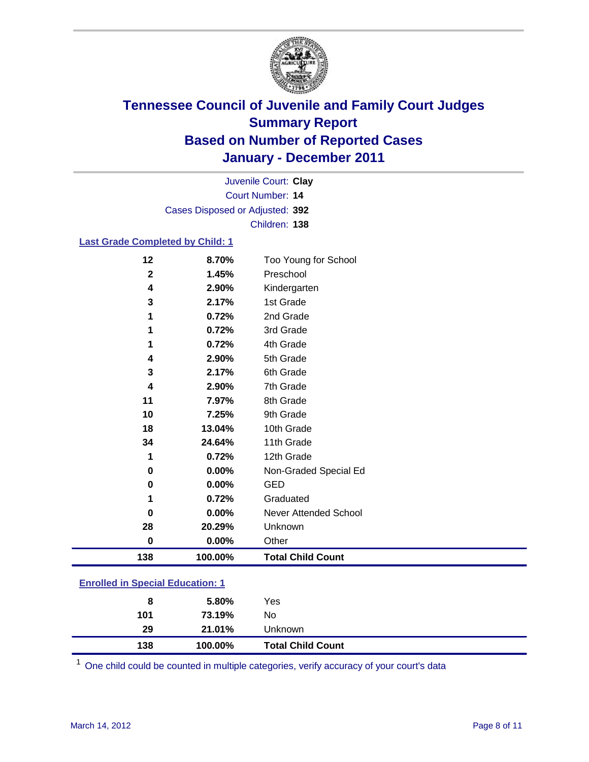# Tennessee Council of Juvenile and Family Court Judges
## Summary Report
## Based on Number of Reported Cases
## January - December 2011

Juvenile Court: **Clay**
Court Number: **14**
Cases Disposed or Adjusted: **392**
Children: **138**

### Last Grade Completed by Child: 1

| | | |
|---|---|---|
| 12 | 8.70% | Too Young for School |
| 2 | 1.45% | Preschool |
| 4 | 2.90% | Kindergarten |
| 3 | 2.17% | 1st Grade |
| 1 | 0.72% | 2nd Grade |
| 1 | 0.72% | 3rd Grade |
| 1 | 0.72% | 4th Grade |
| 4 | 2.90% | 5th Grade |
| 3 | 2.17% | 6th Grade |
| 4 | 2.90% | 7th Grade |
| 11 | 7.97% | 8th Grade |
| 10 | 7.25% | 9th Grade |
| 18 | 13.04% | 10th Grade |
| 34 | 24.64% | 11th Grade |
| 1 | 0.72% | 12th Grade |
| 0 | 0.00% | Non-Graded Special Ed |
| 0 | 0.00% | GED |
| 1 | 0.72% | Graduated |
| 0 | 0.00% | Never Attended School |
| 28 | 20.29% | Unknown |
| 0 | 0.00% | Other |
| **138** | **100.00%** | **Total Child Count** |

### Enrolled in Special Education: 1

| | | |
|---|---|---|
| 8 | 5.80% | Yes |
| 101 | 73.19% | No |
| 29 | 21.01% | Unknown |
| **138** | **100.00%** | **Total Child Count** |

[1] One child could be counted in multiple categories, verify accuracy of your court's data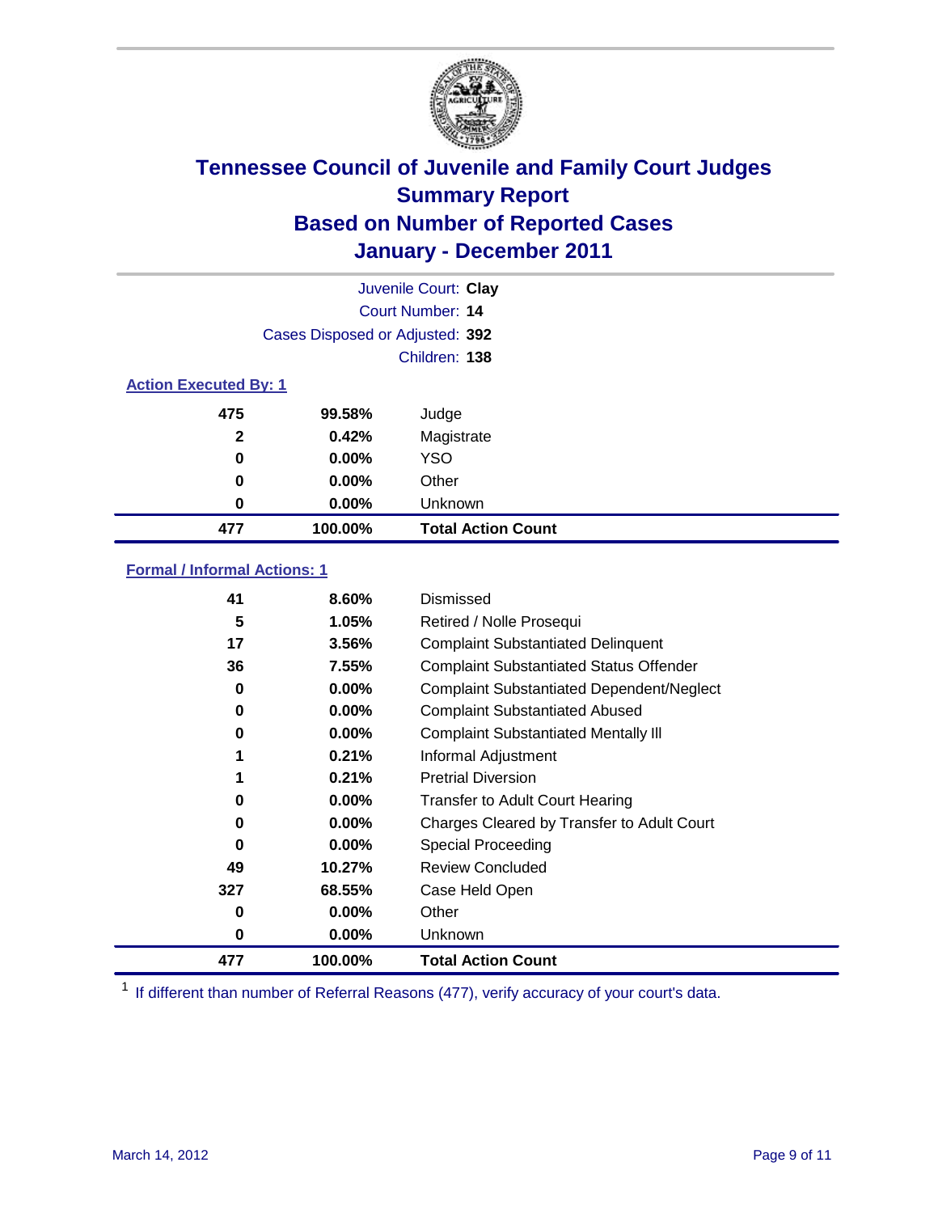# Tennessee Council of Juvenile and Family Court Judges
## Summary Report
## Based on Number of Reported Cases
## January - December 2011

Juvenile Court: **Clay**
Court Number: **14**
Cases Disposed or Adjusted: **392**
Children: **138**

### Action Executed By: 1

| | | |
|---|---|---|
| 475 | 99.58% | Judge |
| 2 | 0.42% | Magistrate |
| 0 | 0.00% | YSO |
| 0 | 0.00% | Other |
| 0 | 0.00% | Unknown |
| **477** | **100.00%** | **Total Action Count** |

### Formal / Informal Actions: 1

| | | |
|---|---|---|
| 41 | 8.60% | Dismissed |
| 5 | 1.05% | Retired / Nolle Prosequi |
| 17 | 3.56% | Complaint Substantiated Delinquent |
| 36 | 7.55% | Complaint Substantiated Status Offender |
| 0 | 0.00% | Complaint Substantiated Dependent/Neglect |
| 0 | 0.00% | Complaint Substantiated Abused |
| 0 | 0.00% | Complaint Substantiated Mentally Ill |
| 1 | 0.21% | Informal Adjustment |
| 1 | 0.21% | Pretrial Diversion |
| 0 | 0.00% | Transfer to Adult Court Hearing |
| 0 | 0.00% | Charges Cleared by Transfer to Adult Court |
| 0 | 0.00% | Special Proceeding |
| 49 | 10.27% | Review Concluded |
| 327 | 68.55% | Case Held Open |
| 0 | 0.00% | Other |
| 0 | 0.00% | Unknown |
| **477** | **100.00%** | **Total Action Count** |

[1] If different than number of Referral Reasons (477), verify accuracy of your court's data.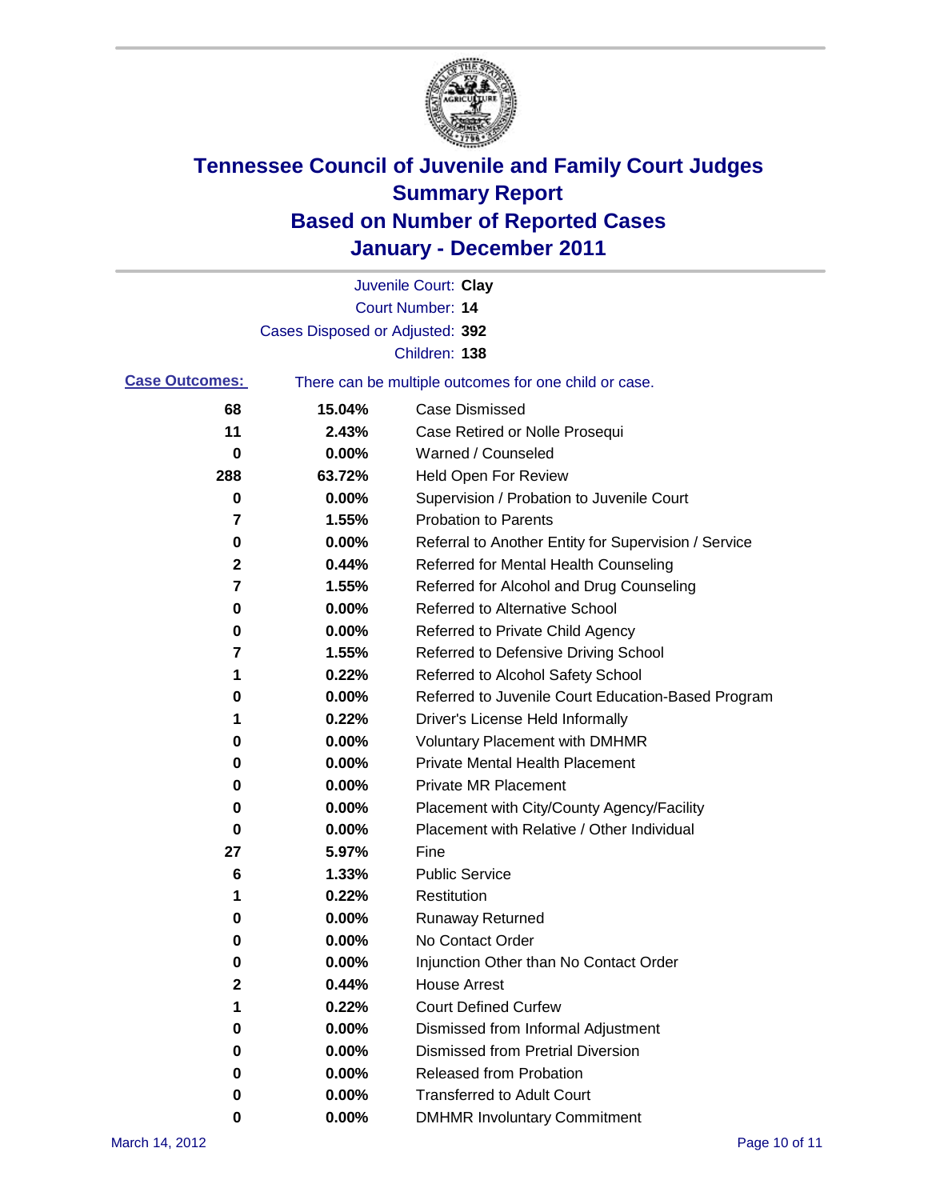# Tennessee Council of Juvenile and Family Court Judges
## Summary Report
## Based on Number of Reported Cases
## January - December 2011

Juvenile Court: **Clay**
Court Number: **14**
Cases Disposed or Adjusted: **392**
Children: **138**

**Case Outcomes:** There can be multiple outcomes for one child or case.

| Count | Percent | Outcome |
|---|---|---|
| 68 | 15.04% | Case Dismissed |
| 11 | 2.43% | Case Retired or Nolle Prosequi |
| 0 | 0.00% | Warned / Counseled |
| 288 | 63.72% | Held Open For Review |
| 0 | 0.00% | Supervision / Probation to Juvenile Court |
| 7 | 1.55% | Probation to Parents |
| 0 | 0.00% | Referral to Another Entity for Supervision / Service |
| 2 | 0.44% | Referred for Mental Health Counseling |
| 7 | 1.55% | Referred for Alcohol and Drug Counseling |
| 0 | 0.00% | Referred to Alternative School |
| 0 | 0.00% | Referred to Private Child Agency |
| 7 | 1.55% | Referred to Defensive Driving School |
| 1 | 0.22% | Referred to Alcohol Safety School |
| 0 | 0.00% | Referred to Juvenile Court Education-Based Program |
| 1 | 0.22% | Driver's License Held Informally |
| 0 | 0.00% | Voluntary Placement with DMHMR |
| 0 | 0.00% | Private Mental Health Placement |
| 0 | 0.00% | Private MR Placement |
| 0 | 0.00% | Placement with City/County Agency/Facility |
| 0 | 0.00% | Placement with Relative / Other Individual |
| 27 | 5.97% | Fine |
| 6 | 1.33% | Public Service |
| 1 | 0.22% | Restitution |
| 0 | 0.00% | Runaway Returned |
| 0 | 0.00% | No Contact Order |
| 0 | 0.00% | Injunction Other than No Contact Order |
| 2 | 0.44% | House Arrest |
| 1 | 0.22% | Court Defined Curfew |
| 0 | 0.00% | Dismissed from Informal Adjustment |
| 0 | 0.00% | Dismissed from Pretrial Diversion |
| 0 | 0.00% | Released from Probation |
| 0 | 0.00% | Transferred to Adult Court |
| 0 | 0.00% | DMHMR Involuntary Commitment |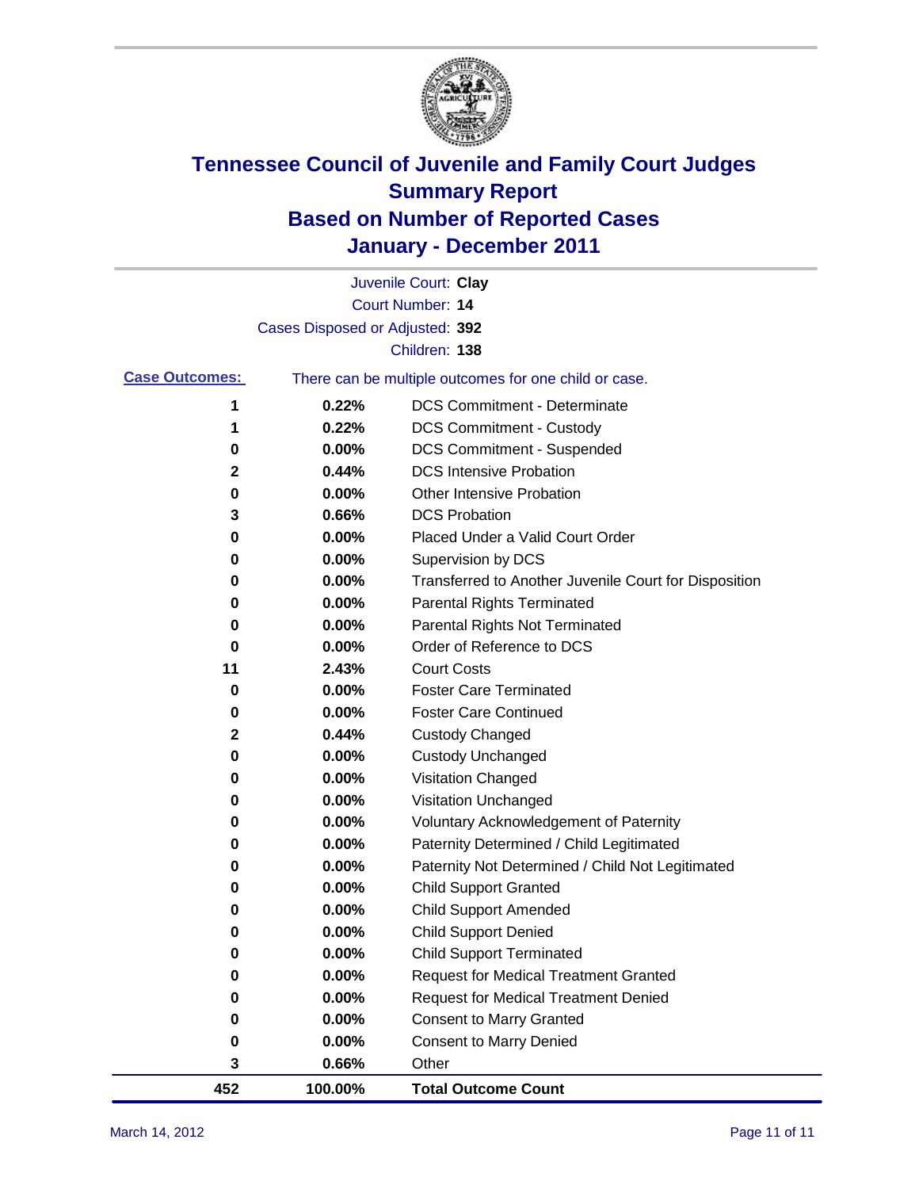# Tennessee Council of Juvenile and Family Court Judges
## Summary Report
## Based on Number of Reported Cases
## January - December 2011

Juvenile Court: **Clay**
Court Number: **14**
Cases Disposed or Adjusted: **392**
Children: **138**

**Case Outcomes:** There can be multiple outcomes for one child or case.

| | | |
|---|---|---|
| 1 | 0.22% | DCS Commitment - Determinate |
| 1 | 0.22% | DCS Commitment - Custody |
| 0 | 0.00% | DCS Commitment - Suspended |
| 2 | 0.44% | DCS Intensive Probation |
| 0 | 0.00% | Other Intensive Probation |
| 3 | 0.66% | DCS Probation |
| 0 | 0.00% | Placed Under a Valid Court Order |
| 0 | 0.00% | Supervision by DCS |
| 0 | 0.00% | Transferred to Another Juvenile Court for Disposition |
| 0 | 0.00% | Parental Rights Terminated |
| 0 | 0.00% | Parental Rights Not Terminated |
| 0 | 0.00% | Order of Reference to DCS |
| 11 | 2.43% | Court Costs |
| 0 | 0.00% | Foster Care Terminated |
| 0 | 0.00% | Foster Care Continued |
| 2 | 0.44% | Custody Changed |
| 0 | 0.00% | Custody Unchanged |
| 0 | 0.00% | Visitation Changed |
| 0 | 0.00% | Visitation Unchanged |
| 0 | 0.00% | Voluntary Acknowledgement of Paternity |
| 0 | 0.00% | Paternity Determined / Child Legitimated |
| 0 | 0.00% | Paternity Not Determined / Child Not Legitimated |
| 0 | 0.00% | Child Support Granted |
| 0 | 0.00% | Child Support Amended |
| 0 | 0.00% | Child Support Denied |
| 0 | 0.00% | Child Support Terminated |
| 0 | 0.00% | Request for Medical Treatment Granted |
| 0 | 0.00% | Request for Medical Treatment Denied |
| 0 | 0.00% | Consent to Marry Granted |
| 0 | 0.00% | Consent to Marry Denied |
| 3 | 0.66% | Other |
| **452** | **100.00%** | **Total Outcome Count** |